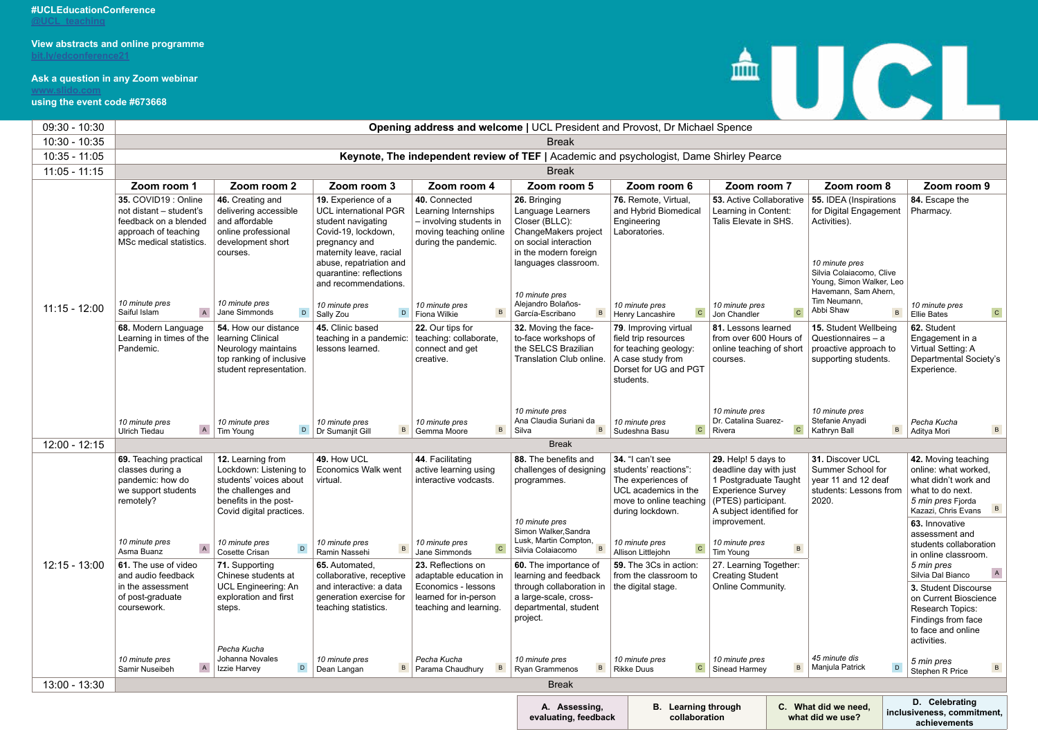#UCLEducationConference
@UCL_teaching

View abstracts and online programme
bit.ly/edconference21

Ask a question in any Zoom webinar
www.slido.com
using the event code #673668

UCL

| Time | Zoom room 1 | Zoom room 2 | Zoom room 3 | Zoom room 4 | Zoom room 5 | Zoom room 6 | Zoom room 7 | Zoom room 8 | Zoom room 9 |
|---|---|---|---|---|---|---|---|---|---|
| 09:30 - 10:30 | **Opening address and welcome** \| UCL President and Provost, Dr Michael Spence | | | | | | | | |
| 10:30 - 10:35 | Break | | | | | | | | |
| 10:35 - 11:05 | **Keynote, The independent review of TEF** \| Academic and psychologist, Dame Shirley Pearce | | | | | | | | |
| 11:05 - 11:15 | Break | | | | | | | | |
| 11:15 - 12:00 | **35.** COVID19 : Online not distant – student's feedback on a blended approach of teaching MSc medical statistics. *10 minute pres* Saiful Islam (A) | **46.** Creating and delivering accessible and affordable online professional development short courses. *10 minute pres* Jane Simmonds (D) | **19.** Experience of a UCL international PGR student navigating Covid-19, lockdown, pregnancy and maternity leave, racial abuse, repatriation and quarantine: reflections and recommendations. *10 minute pres* Sally Zou (D) | **40.** Connected Learning Internships – involving students in moving teaching online during the pandemic. *10 minute pres* Fiona Wilkie (B) | **26.** Bringing Language Learners Closer (BLLC): ChangeMakers project on social interaction in the modern foreign languages classroom. *10 minute pres* Alejandro Bolaños-García-Escribano (B) | **76.** Remote, Virtual, and Hybrid Biomedical Engineering Laboratories. *10 minute pres* Henry Lancashire (C) | **53.** Active Collaborative Learning in Content: Talis Elevate in SHS. *10 minute pres* Jon Chandler (C) | **55.** IDEA (Inspirations for Digital Engagement Activities). *10 minute pres* Silvia Colaiacomo, Clive Young, Simon Walker, Leo Havemann, Sam Ahern, Tim Neumann, Abbi Shaw (B) | **84.** Escape the Pharmacy. *10 minute pres* Ellie Bates (C) |
| | **68.** Modern Language Learning in times of the Pandemic. *10 minute pres* Ulrich Tiedau (A) | **54.** How our distance learning Clinical Neurology maintains top ranking of inclusive student representation. *10 minute pres* Tim Young (D) | **45.** Clinic based teaching in a pandemic: lessons learned. *10 minute pres* Dr Sumanjit Gill (B) | **22.** Our tips for teaching: collaborate, connect and get creative. *10 minute pres* Gemma Moore (B) | **32.** Moving the face-to-face workshops of the SELCS Brazilian Translation Club online. *10 minute pres* Ana Claudia Suriani da Silva (B) | **79.** Improving virtual field trip resources for teaching geology: A case study from Dorset for UG and PGT students. *10 minute pres* Sudeshna Basu (C) | **81.** Lessons learned from over 600 Hours of online teaching of short courses. *10 minute pres* Dr. Catalina Suarez-Rivera (C) | **15.** Student Wellbeing Questionnaires – a proactive approach to supporting students. *10 minute pres* Stefanie Anyadi Kathryn Ball (B) | **62.** Student Engagement in a Virtual Setting: A Departmental Society's Experience. *Pecha Kucha* Aditya Mori (B) |
| 12:00 - 12:15 | Break | | | | | | | | |
| 12:15 - 13:00 | **69.** Teaching practical classes during a pandemic: how do we support students remotely? *10 minute pres* Asma Buanz (A) | **12.** Learning from Lockdown: Listening to students' voices about the challenges and benefits in the post-Covid digital practices. *10 minute pres* Cosette Crisan (D) | **49.** How UCL Economics Walk went virtual. *10 minute pres* Ramin Nassehi (B) | **44.** Facilitating active learning using interactive vodcasts. *10 minute pres* Jane Simmonds (C) | **88.** The benefits and challenges of designing programmes. *10 minute pres* Simon Walker, Sandra Lusk, Martin Compton, Silvia Colaiacomo (B) | **34.** "I can't see students' reactions": The experiences of UCL academics in the move to online teaching during lockdown. *10 minute pres* Allison Littlejohn (C) | **29.** Help! 5 days to deadline day with just 1 Postgraduate Taught Experience Survey (PTES) participant. A subject identified for improvement. *10 minute pres* Tim Young (B) | **31.** Discover UCL Summer School for year 11 and 12 deaf students: Lessons from 2020. *45 minute dis* Manjula Patrick (D) | **42.** Moving teaching online: what worked, what didn't work and what to do next. *5 min pres* Fjorda Kazazi, Chris Evans (B); **63.** Innovative assessment and students collaboration in online classroom. *5 min pres* Silvia Dal Bianco (A) |
| | **61.** The use of video and audio feedback in the assessment of post-graduate coursework. *10 minute pres* Samir Nuseibeh (A) | **71.** Supporting Chinese students at UCL Engineering: An exploration and first steps. *Pecha Kucha* Johanna Novales Izzie Harvey (D) | **65.** Automated, collaborative, receptive and interactive: a data generation exercise for teaching statistics. *10 minute pres* Dean Langan (B) | **23.** Reflections on adaptable education in Economics - lessons learned for in-person teaching and learning. *Pecha Kucha* Parama Chaudhury (B) | **60.** The importance of learning and feedback through collaboration in a large-scale, cross-departmental, student project. *10 minute pres* Ryan Grammenos (B) | **59.** The 3Cs in action: from the classroom to the digital stage. *10 minute pres* Rikke Duus (C) | 27. Learning Together: Creating Student Online Community. *10 minute pres* Sinead Harmey (B) | | **3.** Student Discourse on Current Bioscience Research Topics: Findings from face to face and online activities. *5 min pres* Stephen R Price (B) |
| 13:00 - 13:30 | Break | | | | | | | | |

| A. Assessing, evaluating, feedback | B. Learning through collaboration | C. What did we need, what did we use? | D. Celebrating inclusiveness, commitment, achievements |
|---|---|---|---|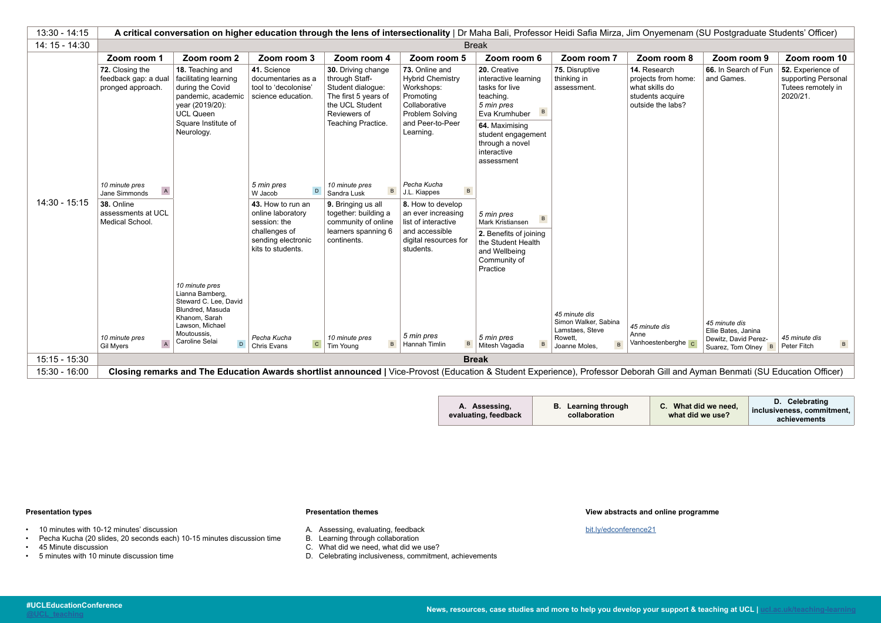| | |
|---|---|
| 13:30 - 14:15 | **A critical conversation on higher education through the lens of intersectionality** \| Dr Maha Bali, Professor Heidi Safia Mirza, Jim Onyemenam (SU Postgraduate Students' Officer) |
| 14: 15 - 14:30 | Break |

| | Zoom room 1 | Zoom room 2 | Zoom room 3 | Zoom room 4 | Zoom room 5 | Zoom room 6 | Zoom room 7 | Zoom room 8 | Zoom room 9 | Zoom room 10 |
|---|---|---|---|---|---|---|---|---|---|---|
| 14:30 - 15:15 | **72.** Closing the feedback gap: a dual pronged approach. *10 minute pres* Jane Simmonds A | **18.** Teaching and facilitating learning during the Covid pandemic, academic year (2019/20): UCL Queen Square Institute of Neurology. *10 minute pres* Lianna Bamberg, Steward C. Lee, David Blundred, Masuda Khanom, Sarah Lawson, Michael Moutoussis, Caroline Selai D | **41.** Science documentaries as a tool to 'decolonise' science education. *5 min pres* W Jacob D | **30.** Driving change through Staff-Student dialogue: The first 5 years of the UCL Student Reviewers of Teaching Practice. *10 minute pres* Sandra Lusk B | **73.** Online and Hybrid Chemistry Workshops: Promoting Collaborative Problem Solving and Peer-to-Peer Learning. *Pecha Kucha* J.L. Kiappes B | **20.** Creative interactive learning tasks for live teaching. *5 min pres* Eva Krumhuber B | **75.** Disruptive thinking in assessment. *45 minute dis* Simon Walker, Sabina Lamstaes, Steve Rowett, Joanne Moles, B | **14.** Research projects from home: what skills do students acquire outside the labs? *45 minute dis* Anne Vanhoestenberghe C | **66.** In Search of Fun and Games. *45 minute dis* Ellie Bates, Janina Dewitz, David Perez-Suarez, Tom Olney B | **52.** Experience of supporting Personal Tutees remotely in 2020/21. *45 minute dis* Peter Fitch B |
| | | | | | | **64.** Maximising student engagement through a novel interactive assessment *5 min pres* Mark Kristiansen B | | | | |
| | **38.** Online assessments at UCL Medical School. *10 minute pres* Gil Myers A | | **43.** How to run an online laboratory session: the challenges of sending electronic kits to students. *Pecha Kucha* Chris Evans C | **9.** Bringing us all together: building a community of online learners spanning 6 continents. *10 minute pres* Tim Young B | **8.** How to develop an ever increasing list of interactive and accessible digital resources for students. *5 min pres* Hannah Timlin B | **2.** Benefits of joining the Student Health and Wellbeing Community of Practice *5 min pres* Mitesh Vagadia B | | | | |

| | |
|---|---|
| 15:15 - 15:30 | **Break** |
| 15:30 - 16:00 | **Closing remarks and The Education Awards shortlist announced** \| Vice-Provost (Education & Student Experience), Professor Deborah Gill and Ayman Benmati (SU Education Officer) |

| A. Assessing, evaluating, feedback | B. Learning through collaboration | C. What did we need, what did we use? | D. Celebrating inclusiveness, commitment, achievements |
|---|---|---|---|

**Presentation types**

- 10 minutes with 10-12 minutes' discussion
- Pecha Kucha (20 slides, 20 seconds each) 10-15 minutes discussion time
- 45 Minute discussion
- 5 minutes with 10 minute discussion time

**Presentation themes**

A. Assessing, evaluating, feedback
B. Learning through collaboration
C. What did we need, what did we use?
D. Celebrating inclusiveness, commitment, achievements

**View abstracts and online programme**

bit.ly/edconference21

#UCLEducationConference
@UCL_teaching

News, resources, case studies and more to help you develop your support & teaching at UCL | ucl.ac.uk/teaching-learning